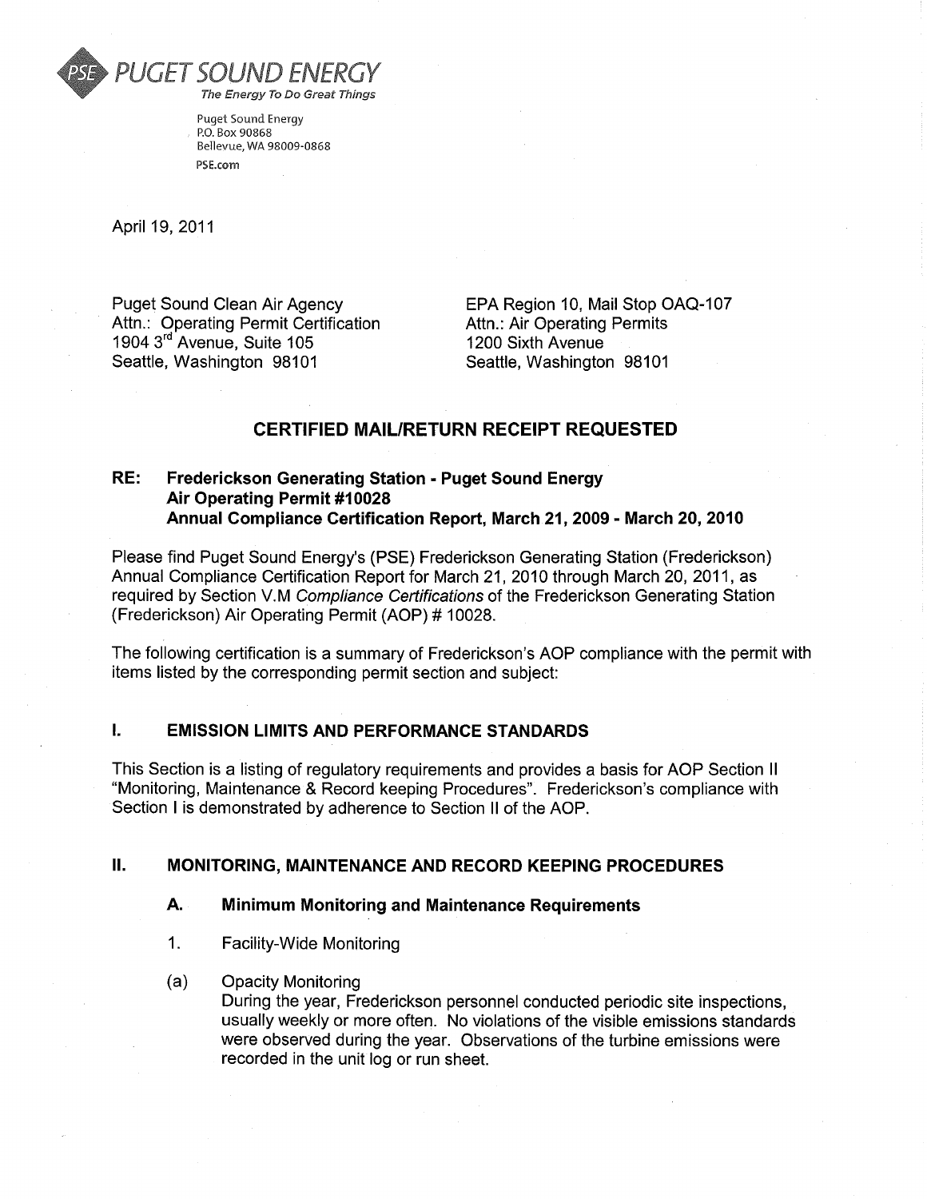**PUGET SOUND ENERGY**
*The Energy To Do Great Things*

Puget Sound Energy
P.O. Box 90868
Bellevue, WA 98009-0868
PSE.com

April 19, 2011

Puget Sound Clean Air Agency
Attn.: Operating Permit Certification
1904 3rd Avenue, Suite 105
Seattle, Washington 98101

EPA Region 10, Mail Stop OAQ-107
Attn.: Air Operating Permits
1200 Sixth Avenue
Seattle, Washington 98101

## CERTIFIED MAIL/RETURN RECEIPT REQUESTED

**RE: Frederickson Generating Station - Puget Sound Energy**
**Air Operating Permit #10028**
**Annual Compliance Certification Report, March 21, 2009 - March 20, 2010**

Please find Puget Sound Energy's (PSE) Frederickson Generating Station (Frederickson) Annual Compliance Certification Report for March 21, 2010 through March 20, 2011, as required by Section V.M *Compliance Certifications* of the Frederickson Generating Station (Frederickson) Air Operating Permit (AOP) # 10028.

The following certification is a summary of Frederickson's AOP compliance with the permit with items listed by the corresponding permit section and subject:

## I. EMISSION LIMITS AND PERFORMANCE STANDARDS

This Section is a listing of regulatory requirements and provides a basis for AOP Section II "Monitoring, Maintenance & Record keeping Procedures". Frederickson's compliance with Section I is demonstrated by adherence to Section II of the AOP.

## II. MONITORING, MAINTENANCE AND RECORD KEEPING PROCEDURES

### A. Minimum Monitoring and Maintenance Requirements

1. Facility-Wide Monitoring

(a) Opacity Monitoring
During the year, Frederickson personnel conducted periodic site inspections, usually weekly or more often. No violations of the visible emissions standards were observed during the year. Observations of the turbine emissions were recorded in the unit log or run sheet.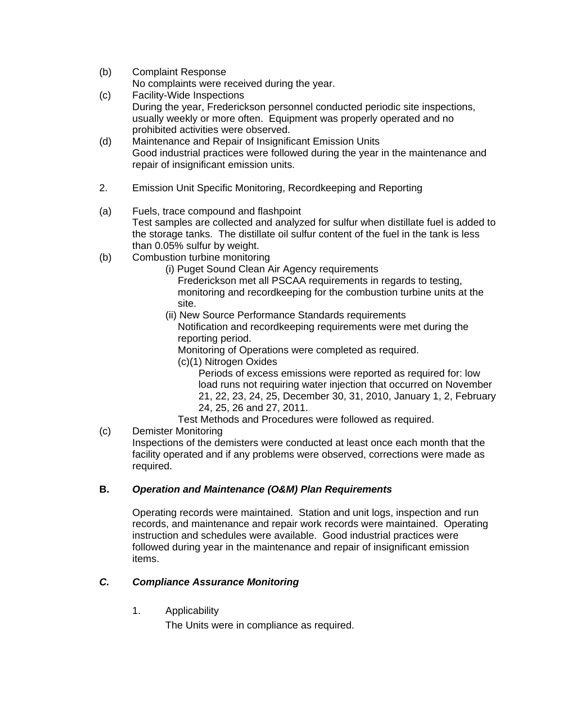(b) Complaint Response
No complaints were received during the year.

(c) Facility-Wide Inspections
During the year, Frederickson personnel conducted periodic site inspections, usually weekly or more often. Equipment was properly operated and no prohibited activities were observed.

(d) Maintenance and Repair of Insignificant Emission Units
Good industrial practices were followed during the year in the maintenance and repair of insignificant emission units.

2. Emission Unit Specific Monitoring, Recordkeeping and Reporting

(a) Fuels, trace compound and flashpoint
Test samples are collected and analyzed for sulfur when distillate fuel is added to the storage tanks. The distillate oil sulfur content of the fuel in the tank is less than 0.05% sulfur by weight.

(b) Combustion turbine monitoring

(i) Puget Sound Clean Air Agency requirements
Frederickson met all PSCAA requirements in regards to testing, monitoring and recordkeeping for the combustion turbine units at the site.

(ii) New Source Performance Standards requirements
Notification and recordkeeping requirements were met during the reporting period.
Monitoring of Operations were completed as required.

(c)(1) Nitrogen Oxides
Periods of excess emissions were reported as required for: low load runs not requiring water injection that occurred on November 21, 22, 23, 24, 25, December 30, 31, 2010, January 1, 2, February 24, 25, 26 and 27, 2011.

Test Methods and Procedures were followed as required.

(c) Demister Monitoring
Inspections of the demisters were conducted at least once each month that the facility operated and if any problems were observed, corrections were made as required.

## B. *Operation and Maintenance (O&M) Plan Requirements*

Operating records were maintained. Station and unit logs, inspection and run records, and maintenance and repair work records were maintained. Operating instruction and schedules were available. Good industrial practices were followed during year in the maintenance and repair of insignificant emission items.

## *C. Compliance Assurance Monitoring*

1. Applicability

The Units were in compliance as required.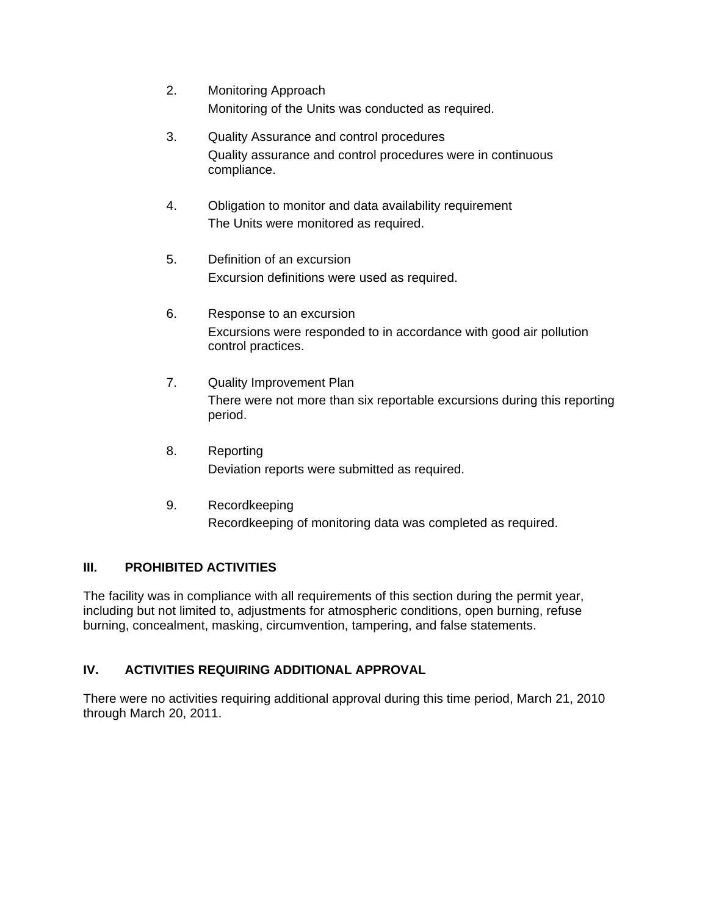2. Monitoring Approach

   Monitoring of the Units was conducted as required.

3. Quality Assurance and control procedures

   Quality assurance and control procedures were in continuous compliance.

4. Obligation to monitor and data availability requirement

   The Units were monitored as required.

5. Definition of an excursion

   Excursion definitions were used as required.

6. Response to an excursion

   Excursions were responded to in accordance with good air pollution control practices.

7. Quality Improvement Plan

   There were not more than six reportable excursions during this reporting period.

8. Reporting

   Deviation reports were submitted as required.

9. Recordkeeping

   Recordkeeping of monitoring data was completed as required.

## III. PROHIBITED ACTIVITIES

The facility was in compliance with all requirements of this section during the permit year, including but not limited to, adjustments for atmospheric conditions, open burning, refuse burning, concealment, masking, circumvention, tampering, and false statements.

## IV. ACTIVITIES REQUIRING ADDITIONAL APPROVAL

There were no activities requiring additional approval during this time period, March 21, 2010 through March 20, 2011.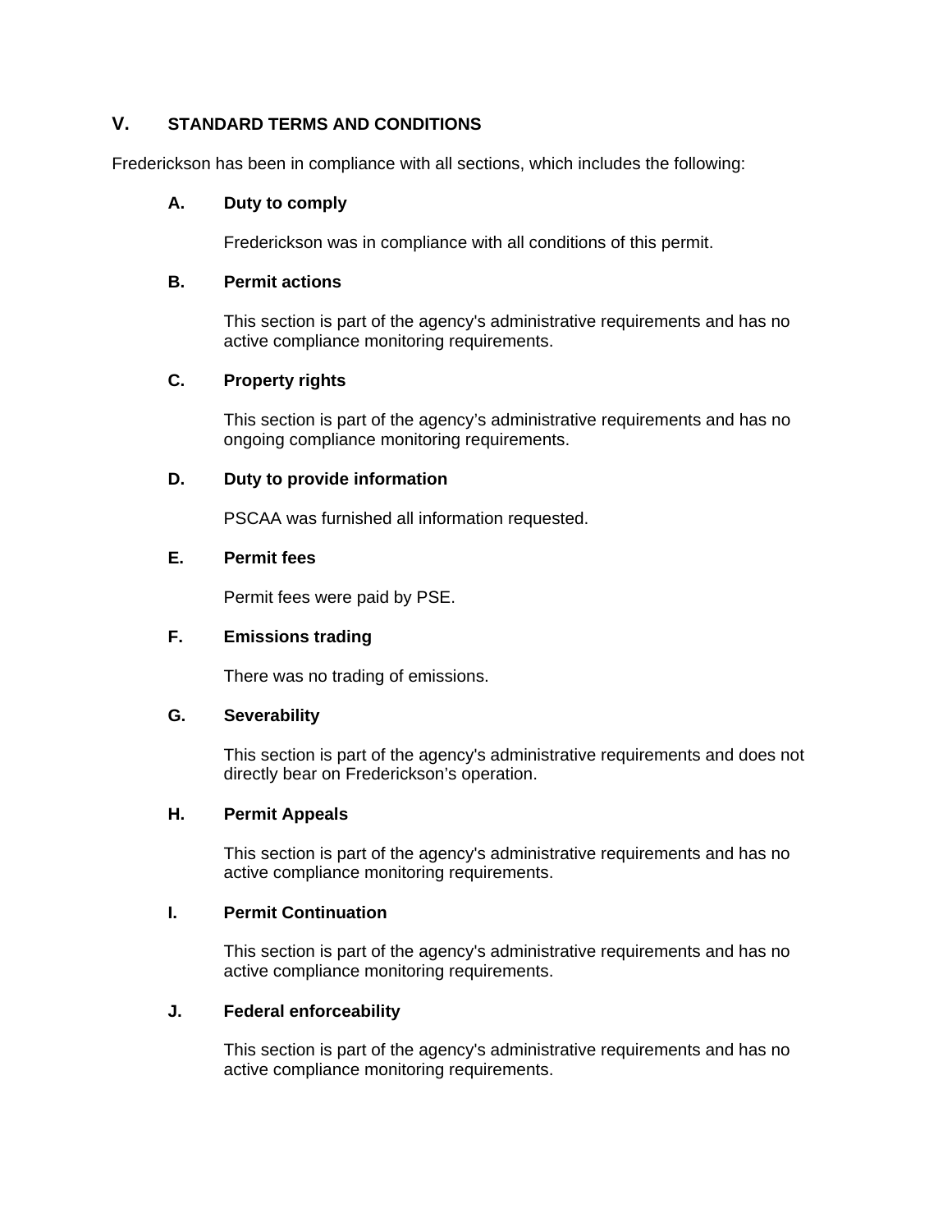## V. STANDARD TERMS AND CONDITIONS

Frederickson has been in compliance with all sections, which includes the following:

### A. Duty to comply

Frederickson was in compliance with all conditions of this permit.

### B. Permit actions

This section is part of the agency's administrative requirements and has no active compliance monitoring requirements.

### C. Property rights

This section is part of the agency's administrative requirements and has no ongoing compliance monitoring requirements.

### D. Duty to provide information

PSCAA was furnished all information requested.

### E. Permit fees

Permit fees were paid by PSE.

### F. Emissions trading

There was no trading of emissions.

### G. Severability

This section is part of the agency's administrative requirements and does not directly bear on Frederickson's operation.

### H. Permit Appeals

This section is part of the agency's administrative requirements and has no active compliance monitoring requirements.

### I. Permit Continuation

This section is part of the agency's administrative requirements and has no active compliance monitoring requirements.

### J. Federal enforceability

This section is part of the agency's administrative requirements and has no active compliance monitoring requirements.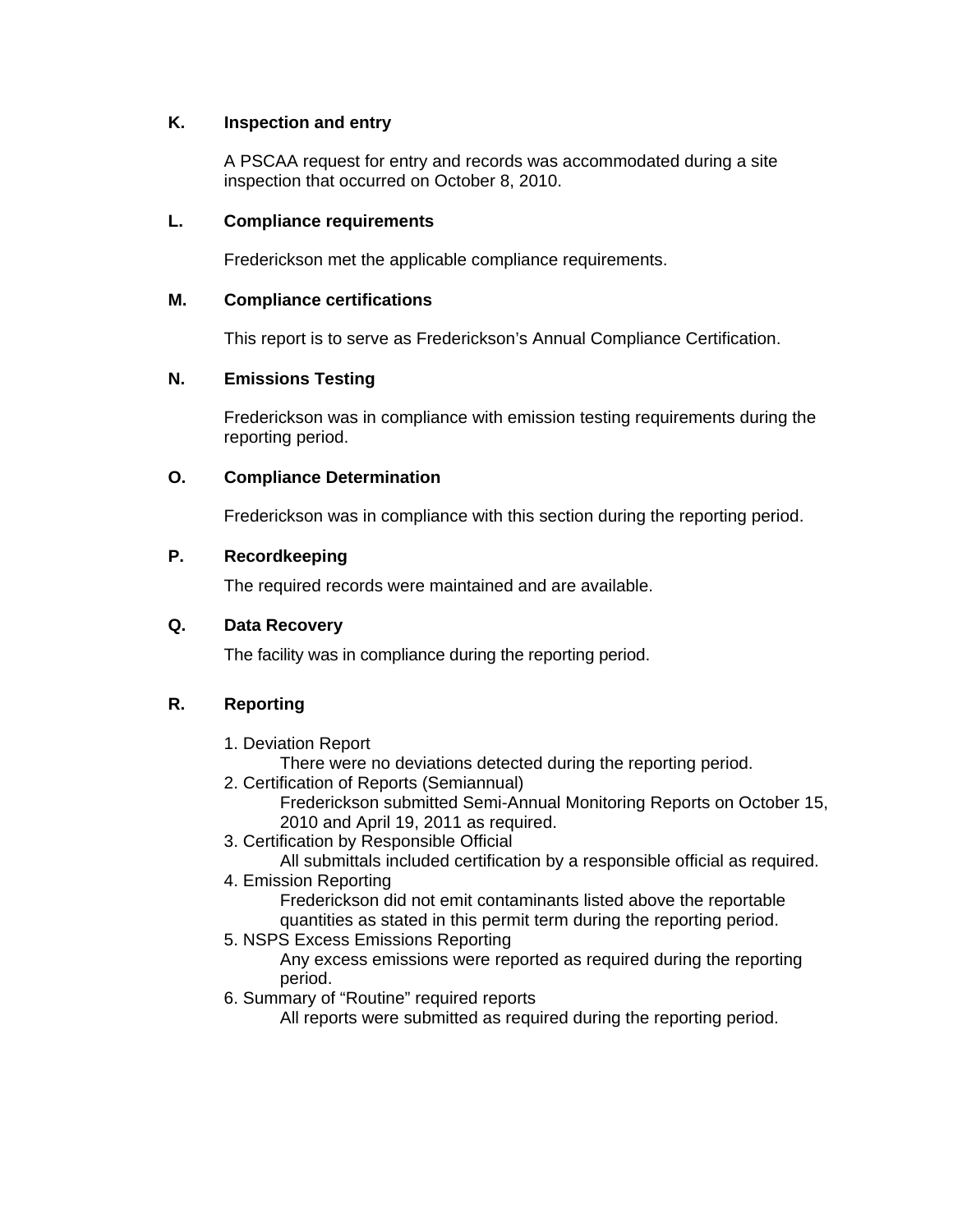**K. Inspection and entry**

A PSCAA request for entry and records was accommodated during a site inspection that occurred on October 8, 2010.

**L. Compliance requirements**

Frederickson met the applicable compliance requirements.

**M. Compliance certifications**

This report is to serve as Frederickson's Annual Compliance Certification.

**N. Emissions Testing**

Frederickson was in compliance with emission testing requirements during the reporting period.

**O. Compliance Determination**

Frederickson was in compliance with this section during the reporting period.

**P. Recordkeeping**

The required records were maintained and are available.

**Q. Data Recovery**

The facility was in compliance during the reporting period.

**R. Reporting**

1. Deviation Report
   There were no deviations detected during the reporting period.
2. Certification of Reports (Semiannual)
   Frederickson submitted Semi-Annual Monitoring Reports on October 15, 2010 and April 19, 2011 as required.
3. Certification by Responsible Official
   All submittals included certification by a responsible official as required.
4. Emission Reporting
   Frederickson did not emit contaminants listed above the reportable quantities as stated in this permit term during the reporting period.
5. NSPS Excess Emissions Reporting
   Any excess emissions were reported as required during the reporting period.
6. Summary of "Routine" required reports
   All reports were submitted as required during the reporting period.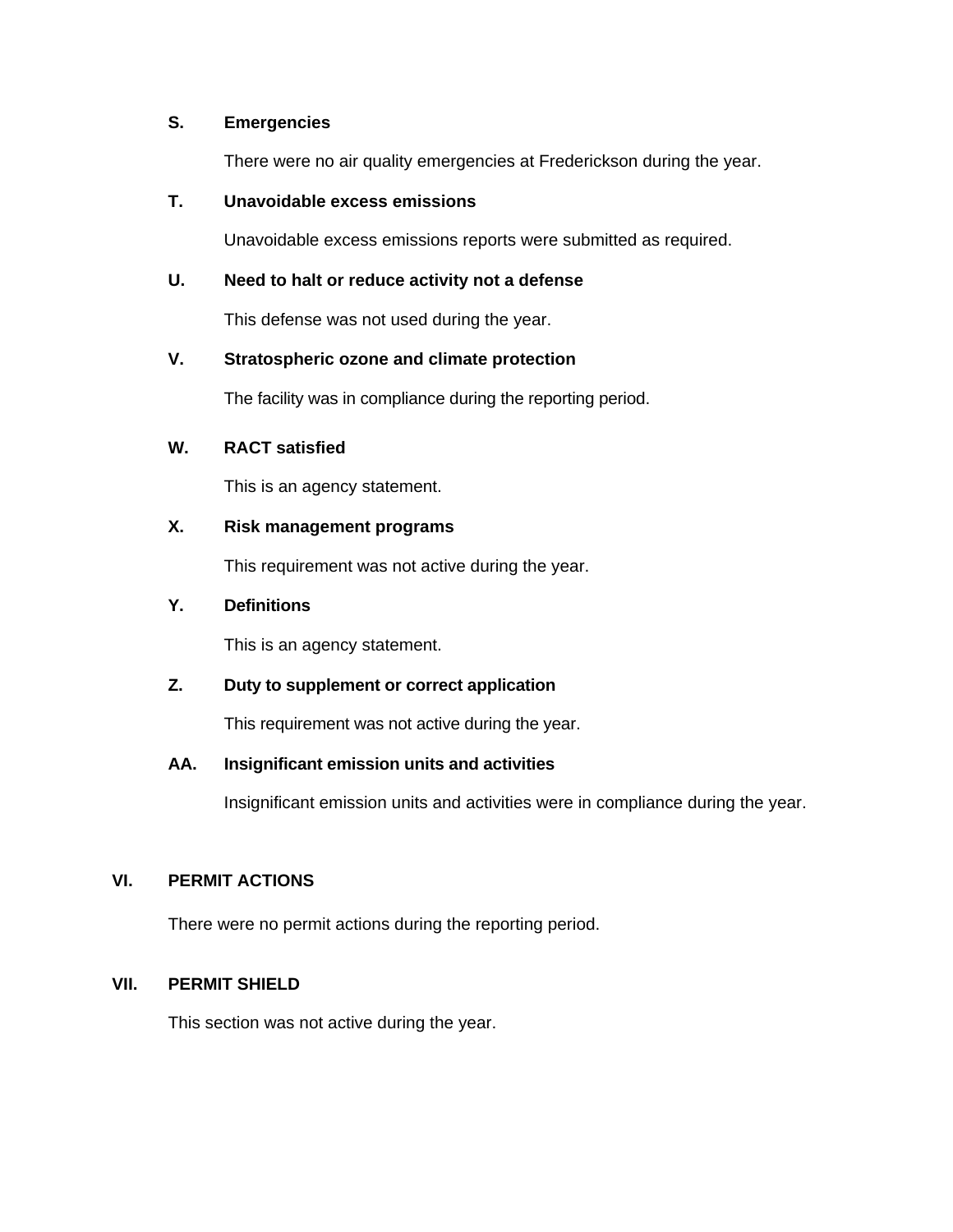### S. Emergencies

There were no air quality emergencies at Frederickson during the year.

### T. Unavoidable excess emissions

Unavoidable excess emissions reports were submitted as required.

### U. Need to halt or reduce activity not a defense

This defense was not used during the year.

### V. Stratospheric ozone and climate protection

The facility was in compliance during the reporting period.

### W. RACT satisfied

This is an agency statement.

### X. Risk management programs

This requirement was not active during the year.

### Y. Definitions

This is an agency statement.

### Z. Duty to supplement or correct application

This requirement was not active during the year.

### AA. Insignificant emission units and activities

Insignificant emission units and activities were in compliance during the year.

## VI. PERMIT ACTIONS

There were no permit actions during the reporting period.

## VII. PERMIT SHIELD

This section was not active during the year.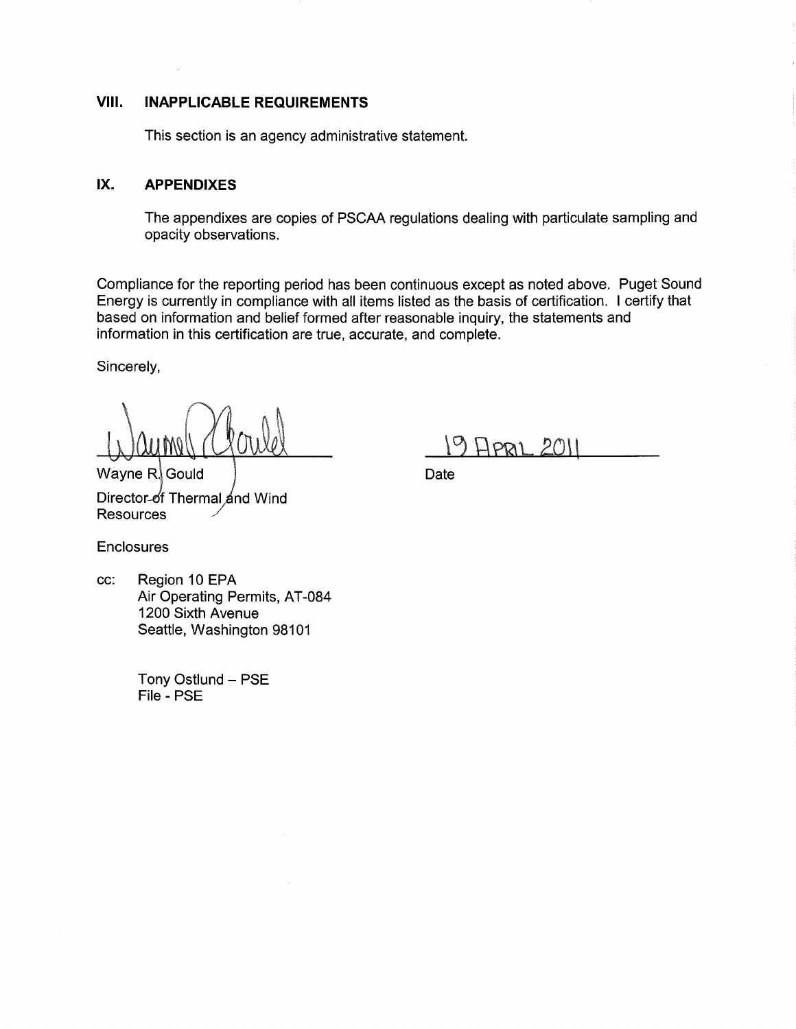## VIII. INAPPLICABLE REQUIREMENTS

This section is an agency administrative statement.

## IX. APPENDIXES

The appendixes are copies of PSCAA regulations dealing with particulate sampling and opacity observations.

Compliance for the reporting period has been continuous except as noted above. Puget Sound Energy is currently in compliance with all items listed as the basis of certification. I certify that based on information and belief formed after reasonable inquiry, the statements and information in this certification are true, accurate, and complete.

Sincerely,

Wayne R. Gould
Director of Thermal and Wind Resources

19 APRIL 2011
Date

Enclosures

cc: Region 10 EPA
Air Operating Permits, AT-084
1200 Sixth Avenue
Seattle, Washington 98101

Tony Ostlund – PSE
File - PSE